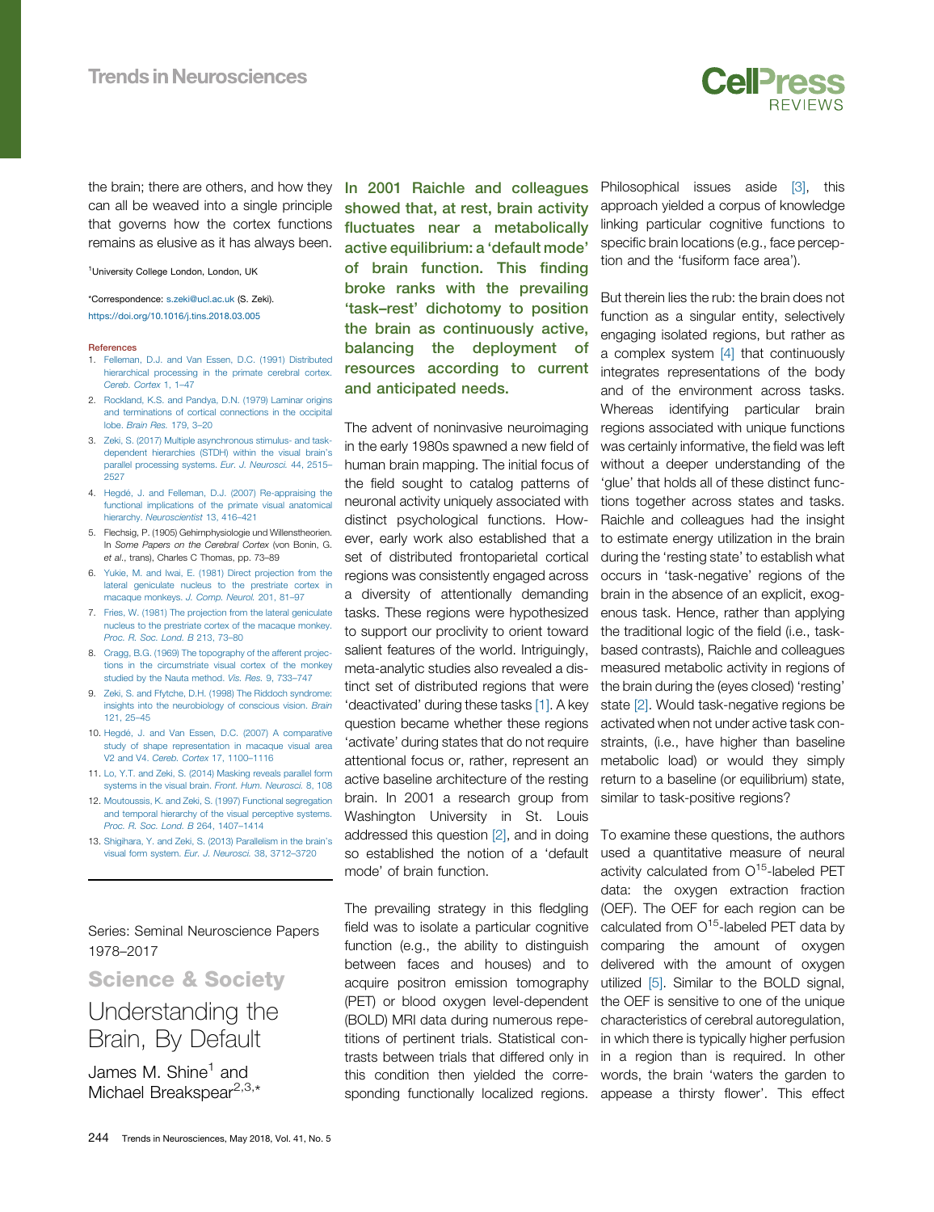the brain; there are others, and how they can all be weaved into a single principle that governs how the cortex functions remains as elusive as it has always been.

[1]University College London, London, UK

*Correspondence: s.zeki@ucl.ac.uk (S. Zeki).
https://doi.org/10.1016/j.tins.2018.03.005

### References

1. Felleman, D.J. and Van Essen, D.C. (1991) Distributed hierarchical processing in the primate cerebral cortex. *Cereb. Cortex* 1, 1–47
2. Rockland, K.S. and Pandya, D.N. (1979) Laminar origins and terminations of cortical connections in the occipital lobe. *Brain Res.* 179, 3–20
3. Zeki, S. (2017) Multiple asynchronous stimulus- and task-dependent hierarchies (STDH) within the visual brain's parallel processing systems. *Eur. J. Neurosci.* 44, 2515–2527
4. Hegdé, J. and Felleman, D.J. (2007) Re-appraising the functional implications of the primate visual anatomical hierarchy. *Neuroscientist* 13, 416–421
5. Flechsig, P. (1905) Gehirnphysiologie und Willenstheorien. In *Some Papers on the Cerebral Cortex* (von Bonin, G. *et al.*, trans), Charles C Thomas, pp. 73–89
6. Yukie, M. and Iwai, E. (1981) Direct projection from the lateral geniculate nucleus to the prestriate cortex in macaque monkeys. *J. Comp. Neurol.* 201, 81–97
7. Fries, W. (1981) The projection from the lateral geniculate nucleus to the prestriate cortex of the macaque monkey. *Proc. R. Soc. Lond. B* 213, 73–80
8. Cragg, B.G. (1969) The topography of the afferent projections in the circumstriate visual cortex of the monkey studied by the Nauta method. *Vis. Res.* 9, 733–747
9. Zeki, S. and Ffytche, D.H. (1998) The Riddoch syndrome: insights into the neurobiology of conscious vision. *Brain* 121, 25–45
10. Hegdé, J. and Van Essen, D.C. (2007) A comparative study of shape representation in macaque visual area V2 and V4. *Cereb. Cortex* 17, 1100–1116
11. Lo, Y.T. and Zeki, S. (2014) Masking reveals parallel form systems in the visual brain. *Front. Hum. Neurosci.* 8, 108
12. Moutoussis, K. and Zeki, S. (1997) Functional segregation and temporal hierarchy of the visual perceptive systems. *Proc. R. Soc. Lond. B* 264, 1407–1414
13. Shigihara, Y. and Zeki, S. (2013) Parallelism in the brain's visual form system. *Eur. J. Neurosci.* 38, 3712–3720

---

Series: Seminal Neuroscience Papers 1978–2017

## Science & Society

# Understanding the Brain, By Default

James M. Shine[1] and Michael Breakspear[2,3,*]

**In 2001 Raichle and colleagues showed that, at rest, brain activity fluctuates near a metabolically active equilibrium: a 'default mode' of brain function. This finding broke ranks with the prevailing 'task–rest' dichotomy to position the brain as continuously active, balancing the deployment of resources according to current and anticipated needs.**

The advent of noninvasive neuroimaging in the early 1980s spawned a new field of human brain mapping. The initial focus of the field sought to catalog patterns of neuronal activity uniquely associated with distinct psychological functions. However, early work also established that a set of distributed frontoparietal cortical regions was consistently engaged across a diversity of attentionally demanding tasks. These regions were hypothesized to support our proclivity to orient toward salient features of the world. Intriguingly, meta-analytic studies also revealed a distinct set of distributed regions that were 'deactivated' during these tasks [1]. A key question became whether these regions 'activate' during states that do not require attentional focus or, rather, represent an active baseline architecture of the resting brain. In 2001 a research group from Washington University in St. Louis addressed this question [2], and in doing so established the notion of a 'default mode' of brain function.

The prevailing strategy in this fledgling field was to isolate a particular cognitive function (e.g., the ability to distinguish between faces and houses) and to acquire positron emission tomography (PET) or blood oxygen level-dependent (BOLD) MRI data during numerous repetitions of pertinent trials. Statistical contrasts between trials that differed only in this condition then yielded the corresponding functionally localized regions. Philosophical issues aside [3], this approach yielded a corpus of knowledge linking particular cognitive functions to specific brain locations (e.g., face perception and the 'fusiform face area').

But therein lies the rub: the brain does not function as a singular entity, selectively engaging isolated regions, but rather as a complex system [4] that continuously integrates representations of the body and of the environment across tasks. Whereas identifying particular brain regions associated with unique functions was certainly informative, the field was left without a deeper understanding of the 'glue' that holds all of these distinct functions together across states and tasks. Raichle and colleagues had the insight to estimate energy utilization in the brain during the 'resting state' to establish what occurs in 'task-negative' regions of the brain in the absence of an explicit, exogenous task. Hence, rather than applying the traditional logic of the field (i.e., task-based contrasts), Raichle and colleagues measured metabolic activity in regions of the brain during the (eyes closed) 'resting' state [2]. Would task-negative regions be activated when not under active task constraints, (i.e., have higher than baseline metabolic load) or would they simply return to a baseline (or equilibrium) state, similar to task-positive regions?

To examine these questions, the authors used a quantitative measure of neural activity calculated from $O^{15}$-labeled PET data: the oxygen extraction fraction (OEF). The OEF for each region can be calculated from $O^{15}$-labeled PET data by comparing the amount of oxygen delivered with the amount of oxygen utilized [5]. Similar to the BOLD signal, the OEF is sensitive to one of the unique characteristics of cerebral autoregulation, in which there is typically higher perfusion in a region than is required. In other words, the brain 'waters the garden to appease a thirsty flower'. This effect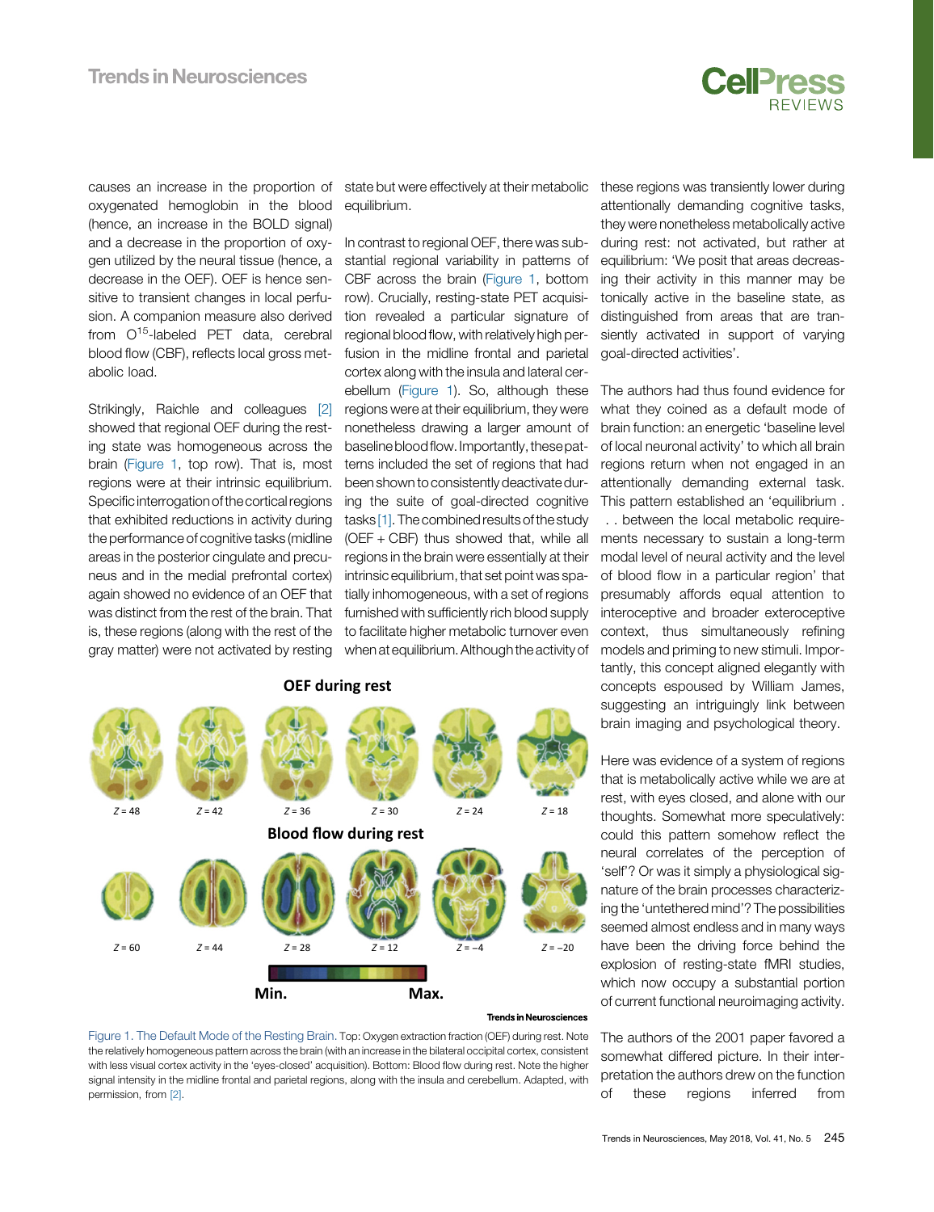causes an increase in the proportion of oxygenated hemoglobin in the blood (hence, an increase in the BOLD signal) and a decrease in the proportion of oxygen utilized by the neural tissue (hence, a decrease in the OEF). OEF is hence sensitive to transient changes in local perfusion. A companion measure also derived from $O^{15}$-labeled PET data, cerebral blood flow (CBF), reflects local gross metabolic load.

Strikingly, Raichle and colleagues [2] showed that regional OEF during the resting state was homogeneous across the brain (Figure 1, top row). That is, most regions were at their intrinsic equilibrium. Specific interrogation of the cortical regions that exhibited reductions in activity during the performance of cognitive tasks (midline areas in the posterior cingulate and precuneus and in the medial prefrontal cortex) again showed no evidence of an OEF that was distinct from the rest of the brain. That is, these regions (along with the rest of the gray matter) were not activated by resting state but were effectively at their metabolic equilibrium.

In contrast to regional OEF, there was substantial regional variability in patterns of CBF across the brain (Figure 1, bottom row). Crucially, resting-state PET acquisition revealed a particular signature of regional blood flow, with relatively high perfusion in the midline frontal and parietal cortex along with the insula and lateral cerebellum (Figure 1). So, although these regions were at their equilibrium, they were nonetheless drawing a larger amount of baseline blood flow. Importantly, these patterns included the set of regions that had been shown to consistently deactivate during the suite of goal-directed cognitive tasks [1]. The combined results of the study (OEF + CBF) thus showed that, while all regions in the brain were essentially at their intrinsic equilibrium, that set point was spatially inhomogeneous, with a set of regions furnished with sufficiently rich blood supply to facilitate higher metabolic turnover even when at equilibrium. Although the activity of these regions was transiently lower during attentionally demanding cognitive tasks, they were nonetheless metabolically active during rest: not activated, but rather at equilibrium: 'We posit that areas decreasing their activity in this manner may be tonically active in the baseline state, as distinguished from areas that are transiently activated in support of varying goal-directed activities'.

The authors had thus found evidence for what they coined as a default mode of brain function: an energetic 'baseline level of local neuronal activity' to which all brain regions return when not engaged in an attentionally demanding external task. This pattern established an 'equilibrium . . . between the local metabolic requirements necessary to sustain a long-term modal level of neural activity and the level of blood flow in a particular region' that presumably affords equal attention to interoceptive and broader exteroceptive context, thus simultaneously refining models and priming to new stimuli. Importantly, this concept aligned elegantly with concepts espoused by William James, suggesting an intriguingly link between brain imaging and psychological theory.

Here was evidence of a system of regions that is metabolically active while we are at rest, with eyes closed, and alone with our thoughts. Somewhat more speculatively: could this pattern somehow reflect the neural correlates of the perception of 'self'? Or was it simply a physiological signature of the brain processes characterizing the 'untethered mind'? The possibilities seemed almost endless and in many ways have been the driving force behind the explosion of resting-state fMRI studies, which now occupy a substantial portion of current functional neuroimaging activity.

The authors of the 2001 paper favored a somewhat differed picture. In their interpretation the authors drew on the function of these regions inferred from

Figure 1. The Default Mode of the Resting Brain. Top: Oxygen extraction fraction (OEF) during rest. Note the relatively homogeneous pattern across the brain (with an increase in the bilateral occipital cortex, consistent with less visual cortex activity in the 'eyes-closed' acquisition). Bottom: Blood flow during rest. Note the higher signal intensity in the midline frontal and parietal regions, along with the insula and cerebellum. Adapted, with permission, from [2].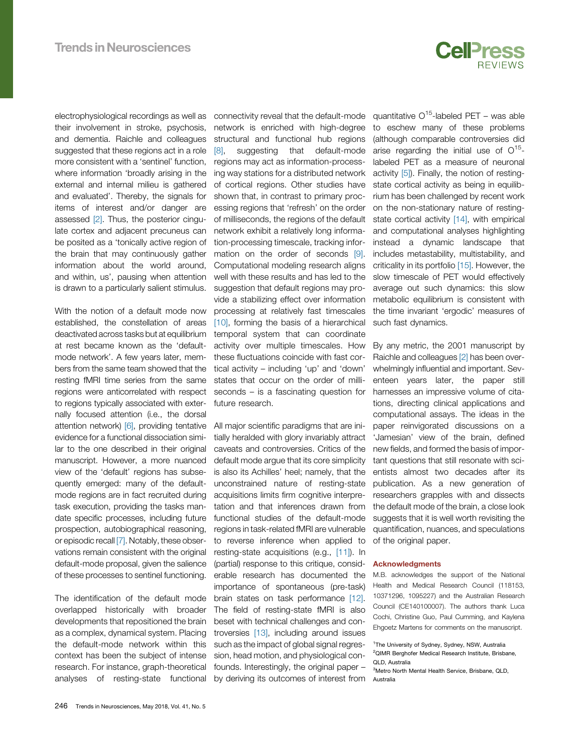electrophysiological recordings as well as their involvement in stroke, psychosis, and dementia. Raichle and colleagues suggested that these regions act in a role more consistent with a 'sentinel' function, where information 'broadly arising in the external and internal milieu is gathered and evaluated'. Thereby, the signals for items of interest and/or danger are assessed [2]. Thus, the posterior cingulate cortex and adjacent precuneus can be posited as a 'tonically active region of the brain that may continuously gather information about the world around, and within, us', pausing when attention is drawn to a particularly salient stimulus.

With the notion of a default mode now established, the constellation of areas deactivated across tasks but at equilibrium at rest became known as the 'default-mode network'. A few years later, members from the same team showed that the resting fMRI time series from the same regions were anticorrelated with respect to regions typically associated with externally focused attention (i.e., the dorsal attention network) [6], providing tentative evidence for a functional dissociation similar to the one described in their original manuscript. However, a more nuanced view of the 'default' regions has subsequently emerged: many of the default-mode regions are in fact recruited during task execution, providing the tasks mandate specific processes, including future prospection, autobiographical reasoning, or episodic recall [7]. Notably, these observations remain consistent with the original default-mode proposal, given the salience of these processes to sentinel functioning.

The identification of the default mode overlapped historically with broader developments that repositioned the brain as a complex, dynamical system. Placing the default-mode network within this context has been the subject of intense research. For instance, graph-theoretical analyses of resting-state functional connectivity reveal that the default-mode network is enriched with high-degree structural and functional hub regions [8], suggesting that default-mode regions may act as information-processing way stations for a distributed network of cortical regions. Other studies have shown that, in contrast to primary processing regions that 'refresh' on the order of milliseconds, the regions of the default network exhibit a relatively long information-processing timescale, tracking information on the order of seconds [9]. Computational modeling research aligns well with these results and has led to the suggestion that default regions may provide a stabilizing effect over information processing at relatively fast timescales [10], forming the basis of a hierarchical temporal system that can coordinate activity over multiple timescales. How these fluctuations coincide with fast cortical activity – including 'up' and 'down' states that occur on the order of milliseconds – is a fascinating question for future research.

All major scientific paradigms that are initially heralded with glory invariably attract caveats and controversies. Critics of the default mode argue that its core simplicity is also its Achilles' heel; namely, that the unconstrained nature of resting-state acquisitions limits firm cognitive interpretation and that inferences drawn from functional studies of the default-mode regions in task-related fMRI are vulnerable to reverse inference when applied to resting-state acquisitions (e.g., [11]). In (partial) response to this critique, considerable research has documented the importance of spontaneous (pre-task) brain states on task performance [12]. The field of resting-state fMRI is also beset with technical challenges and controversies [13], including around issues such as the impact of global signal regression, head motion, and physiological confounds. Interestingly, the original paper – by deriving its outcomes of interest from quantitative $O^{15}$-labeled PET – was able to eschew many of these problems (although comparable controversies did arise regarding the initial use of $O^{15}$-labeled PET as a measure of neuronal activity [5]). Finally, the notion of resting-state cortical activity as being in equilibrium has been challenged by recent work on the non-stationary nature of resting-state cortical activity [14], with empirical and computational analyses highlighting instead a dynamic landscape that includes metastability, multistability, and criticality in its portfolio [15]. However, the slow timescale of PET would effectively average out such dynamics: this slow metabolic equilibrium is consistent with the time invariant 'ergodic' measures of such fast dynamics.

By any metric, the 2001 manuscript by Raichle and colleagues [2] has been overwhelmingly influential and important. Seventeen years later, the paper still harnesses an impressive volume of citations, directing clinical applications and computational assays. The ideas in the paper reinvigorated discussions on a 'Jamesian' view of the brain, defined new fields, and formed the basis of important questions that still resonate with scientists almost two decades after its publication. As a new generation of researchers grapples with and dissects the default mode of the brain, a close look suggests that it is well worth revisiting the quantification, nuances, and speculations of the original paper.

## Acknowledgments

M.B. acknowledges the support of the National Health and Medical Research Council (118153, 10371296, 1095227) and the Australian Research Council (CE140100007). The authors thank Luca Cochi, Christine Guo, Paul Cumming, and Kaylena Ehgoetz Martens for comments on the manuscript.

[1]The University of Sydney, Sydney, NSW, Australia
[2]QIMR Berghofer Medical Research Institute, Brisbane, QLD, Australia
[3]Metro North Mental Health Service, Brisbane, QLD, Australia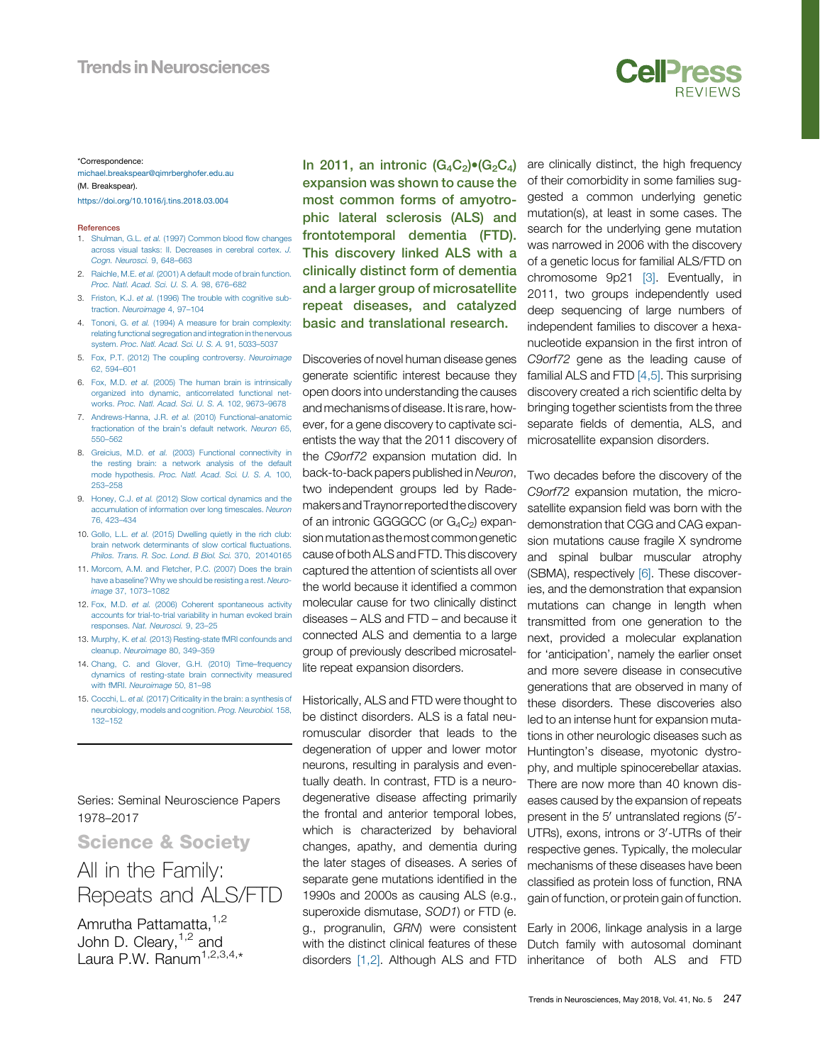*Correspondence:
michael.breakspear@qimrberghofer.edu.au
(M. Breakspear).

https://doi.org/10.1016/j.tins.2018.03.004

### References

1. Shulman, G.L. *et al.* (1997) Common blood flow changes across visual tasks: II. Decreases in cerebral cortex. *J. Cogn. Neurosci.* 9, 648–663
2. Raichle, M.E. *et al.* (2001) A default mode of brain function. *Proc. Natl. Acad. Sci. U. S. A.* 98, 676–682
3. Friston, K.J. *et al.* (1996) The trouble with cognitive subtraction. *Neuroimage* 4, 97–104
4. Tononi, G. *et al.* (1994) A measure for brain complexity: relating functional segregation and integration in the nervous system. *Proc. Natl. Acad. Sci. U. S. A.* 91, 5033–5037
5. Fox, P.T. (2012) The coupling controversy. *Neuroimage* 62, 594–601
6. Fox, M.D. *et al.* (2005) The human brain is intrinsically organized into dynamic, anticorrelated functional networks. *Proc. Natl. Acad. Sci. U. S. A.* 102, 9673–9678
7. Andrews-Hanna, J.R. *et al.* (2010) Functional–anatomic fractionation of the brain's default network. *Neuron* 65, 550–562
8. Greicius, M.D. *et al.* (2003) Functional connectivity in the resting brain: a network analysis of the default mode hypothesis. *Proc. Natl. Acad. Sci. U. S. A.* 100, 253–258
9. Honey, C.J. *et al.* (2012) Slow cortical dynamics and the accumulation of information over long timescales. *Neuron* 76, 423–434
10. Gollo, L.L. *et al.* (2015) Dwelling quietly in the rich club: brain network determinants of slow cortical fluctuations. *Philos. Trans. R. Soc. Lond. B Biol. Sci.* 370, 20140165
11. Morcom, A.M. and Fletcher, P.C. (2007) Does the brain have a baseline? Why we should be resisting a rest. *Neuroimage* 37, 1073–1082
12. Fox, M.D. *et al.* (2006) Coherent spontaneous activity accounts for trial-to-trial variability in human evoked brain responses. *Nat. Neurosci.* 9, 23–25
13. Murphy, K. *et al.* (2013) Resting-state fMRI confounds and cleanup. *Neuroimage* 80, 349–359
14. Chang, C. and Glover, G.H. (2010) Time–frequency dynamics of resting-state brain connectivity measured with fMRI. *Neuroimage* 50, 81–98
15. Cocchi, L. *et al.* (2017) Criticality in the brain: a synthesis of neurobiology, models and cognition. *Prog. Neurobiol.* 158, 132–152

---

Series: Seminal Neuroscience Papers 1978–2017

## Science & Society

# All in the Family: Repeats and ALS/FTD

Amrutha Pattamatta,[1,2] John D. Cleary,[1,2] and Laura P.W. Ranum[1,2,3,4,*]

**In 2011, an intronic $(G_4C_2)\bullet(G_2C_4)$ expansion was shown to cause the most common forms of amyotrophic lateral sclerosis (ALS) and frontotemporal dementia (FTD). This discovery linked ALS with a clinically distinct form of dementia and a larger group of microsatellite repeat diseases, and catalyzed basic and translational research.**

Discoveries of novel human disease genes generate scientific interest because they open doors into understanding the causes and mechanisms of disease. It is rare, however, for a gene discovery to captivate scientists the way that the 2011 discovery of the *C9orf72* expansion mutation did. In back-to-back papers published in *Neuron*, two independent groups led by Rademakers and Traynor reported the discovery of an intronic GGGGCC (or $G_4C_2$) expansion mutation as the most common genetic cause of both ALS and FTD. This discovery captured the attention of scientists all over the world because it identified a common molecular cause for two clinically distinct diseases – ALS and FTD – and because it connected ALS and dementia to a large group of previously described microsatellite repeat expansion disorders.

Historically, ALS and FTD were thought to be distinct disorders. ALS is a fatal neuromuscular disorder that leads to the degeneration of upper and lower motor neurons, resulting in paralysis and eventually death. In contrast, FTD is a neurodegenerative disease affecting primarily the frontal and anterior temporal lobes, which is characterized by behavioral changes, apathy, and dementia during the later stages of diseases. A series of separate gene mutations identified in the 1990s and 2000s as causing ALS (e.g., superoxide dismutase, *SOD1*) or FTD (e.g., progranulin, *GRN*) were consistent with the distinct clinical features of these disorders [1,2]. Although ALS and FTD are clinically distinct, the high frequency of their comorbidity in some families suggested a common underlying genetic mutation(s), at least in some cases. The search for the underlying gene mutation was narrowed in 2006 with the discovery of a genetic locus for familial ALS/FTD on chromosome 9p21 [3]. Eventually, in 2011, two groups independently used deep sequencing of large numbers of independent families to discover a hexanucleotide expansion in the first intron of *C9orf72* gene as the leading cause of familial ALS and FTD [4,5]. This surprising discovery created a rich scientific delta by bringing together scientists from the three separate fields of dementia, ALS, and microsatellite expansion disorders.

Two decades before the discovery of the *C9orf72* expansion mutation, the microsatellite expansion field was born with the demonstration that CGG and CAG expansion mutations cause fragile X syndrome and spinal bulbar muscular atrophy (SBMA), respectively [6]. These discoveries, and the demonstration that expansion mutations can change in length when transmitted from one generation to the next, provided a molecular explanation for 'anticipation', namely the earlier onset and more severe disease in consecutive generations that are observed in many of these disorders. These discoveries also led to an intense hunt for expansion mutations in other neurologic diseases such as Huntington's disease, myotonic dystrophy, and multiple spinocerebellar ataxias. There are now more than 40 known diseases caused by the expansion of repeats present in the 5′ untranslated regions (5′-UTRs), exons, introns or 3′-UTRs of their respective genes. Typically, the molecular mechanisms of these diseases have been classified as protein loss of function, RNA gain of function, or protein gain of function.

Early in 2006, linkage analysis in a large Dutch family with autosomal dominant inheritance of both ALS and FTD